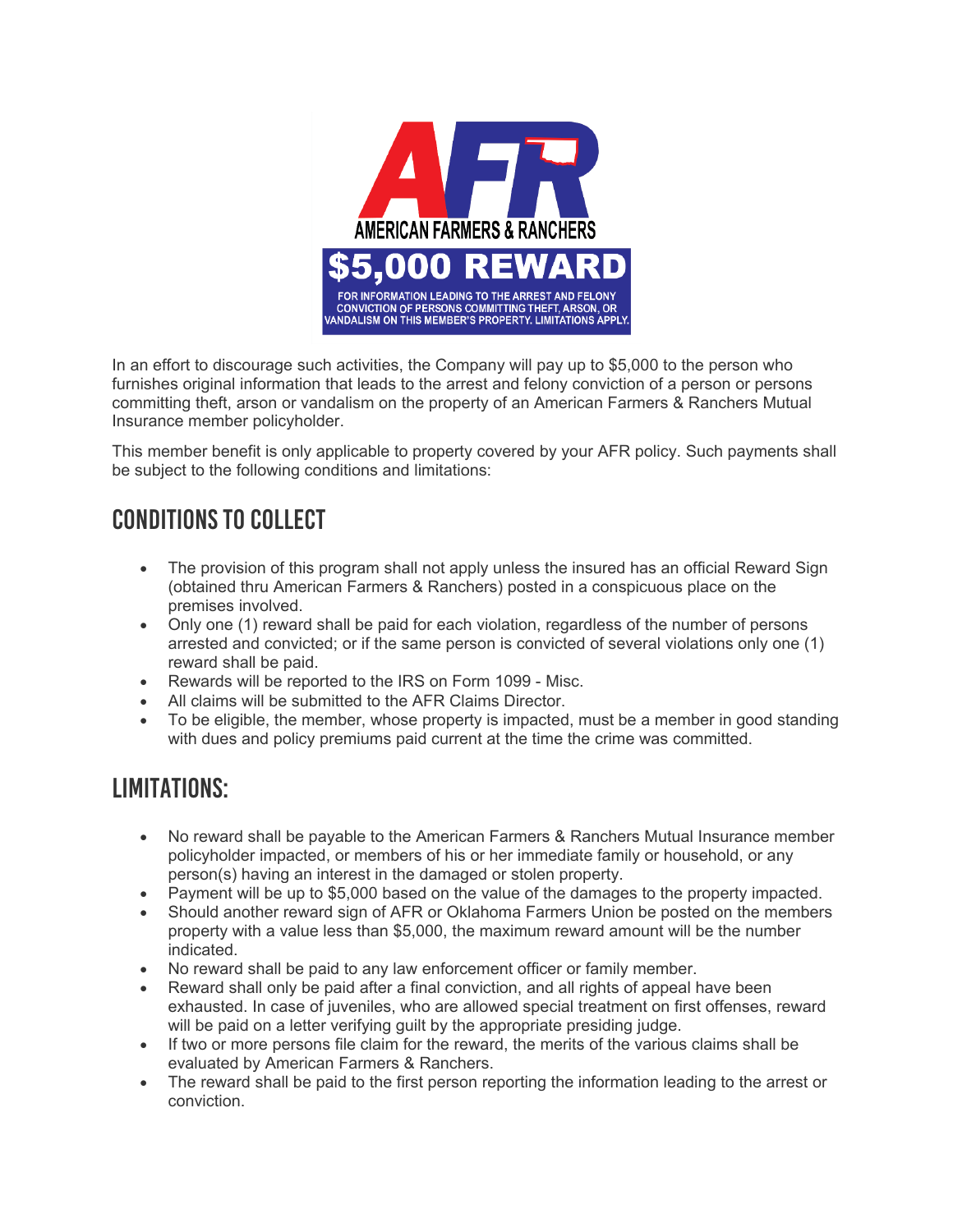AFR

AMERICAN FARMERS & RANCHERS

**$5,000 REWARD**

FOR INFORMATION LEADING TO THE ARREST AND FELONY CONVICTION OF PERSONS COMMITTING THEFT, ARSON, OR VANDALISM ON THIS MEMBER'S PROPERTY. LIMITATIONS APPLY.

In an effort to discourage such activities, the Company will pay up to $5,000 to the person who furnishes original information that leads to the arrest and felony conviction of a person or persons committing theft, arson or vandalism on the property of an American Farmers & Ranchers Mutual Insurance member policyholder.

This member benefit is only applicable to property covered by your AFR policy. Such payments shall be subject to the following conditions and limitations:

## CONDITIONS TO COLLECT

- The provision of this program shall not apply unless the insured has an official Reward Sign (obtained thru American Farmers & Ranchers) posted in a conspicuous place on the premises involved.
- Only one (1) reward shall be paid for each violation, regardless of the number of persons arrested and convicted; or if the same person is convicted of several violations only one (1) reward shall be paid.
- Rewards will be reported to the IRS on Form 1099 - Misc.
- All claims will be submitted to the AFR Claims Director.
- To be eligible, the member, whose property is impacted, must be a member in good standing with dues and policy premiums paid current at the time the crime was committed.

## LIMITATIONS:

- No reward shall be payable to the American Farmers & Ranchers Mutual Insurance member policyholder impacted, or members of his or her immediate family or household, or any person(s) having an interest in the damaged or stolen property.
- Payment will be up to $5,000 based on the value of the damages to the property impacted.
- Should another reward sign of AFR or Oklahoma Farmers Union be posted on the members property with a value less than $5,000, the maximum reward amount will be the number indicated.
- No reward shall be paid to any law enforcement officer or family member.
- Reward shall only be paid after a final conviction, and all rights of appeal have been exhausted. In case of juveniles, who are allowed special treatment on first offenses, reward will be paid on a letter verifying guilt by the appropriate presiding judge.
- If two or more persons file claim for the reward, the merits of the various claims shall be evaluated by American Farmers & Ranchers.
- The reward shall be paid to the first person reporting the information leading to the arrest or conviction.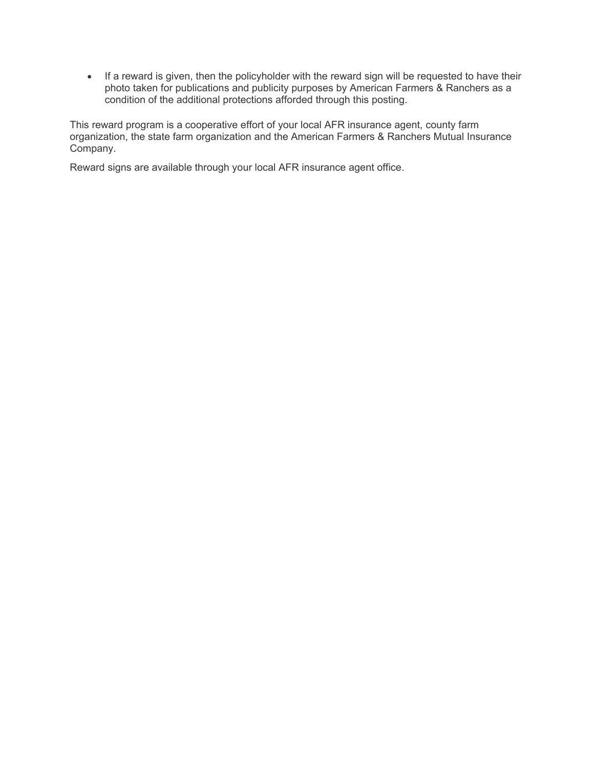- If a reward is given, then the policyholder with the reward sign will be requested to have their photo taken for publications and publicity purposes by American Farmers & Ranchers as a condition of the additional protections afforded through this posting.

This reward program is a cooperative effort of your local AFR insurance agent, county farm organization, the state farm organization and the American Farmers & Ranchers Mutual Insurance Company.

Reward signs are available through your local AFR insurance agent office.